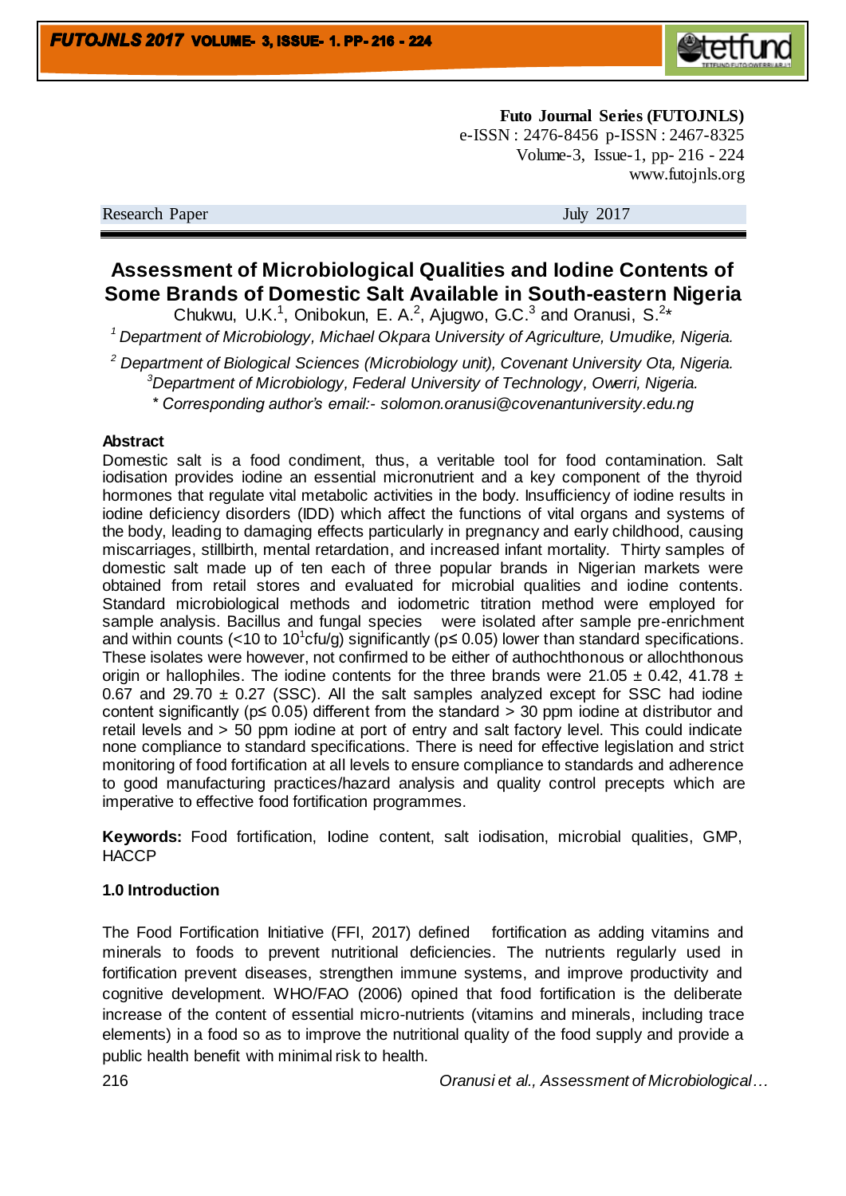Futo Journal Series (FUTOJNLS)
e-ISSN : 2476-8456 p-ISSN : 2467-8325
Volume-3, Issue-1, pp- 216 - 224
www.futojnls.org

Research Paper July 2017

# Assessment of Microbiological Qualities and Iodine Contents of Some Brands of Domestic Salt Available in South-eastern Nigeria

Chukwu, U.K.[1], Onibokun, E. A.[2], Ajugwo, G.C.[3] and Oranusi, S.[2]*

[1] *Department of Microbiology, Michael Okpara University of Agriculture, Umudike, Nigeria.*

[2] *Department of Biological Sciences (Microbiology unit), Covenant University Ota, Nigeria.*

[3] *Department of Microbiology, Federal University of Technology, Owerri, Nigeria.*

*\* Corresponding author's email:- solomon.oranusi@covenantuniversity.edu.ng*

### Abstract

Domestic salt is a food condiment, thus, a veritable tool for food contamination. Salt iodisation provides iodine an essential micronutrient and a key component of the thyroid hormones that regulate vital metabolic activities in the body. Insufficiency of iodine results in iodine deficiency disorders (IDD) which affect the functions of vital organs and systems of the body, leading to damaging effects particularly in pregnancy and early childhood, causing miscarriages, stillbirth, mental retardation, and increased infant mortality. Thirty samples of domestic salt made up of ten each of three popular brands in Nigerian markets were obtained from retail stores and evaluated for microbial qualities and iodine contents. Standard microbiological methods and iodometric titration method were employed for sample analysis. Bacillus and fungal species were isolated after sample pre-enrichment and within counts (<10 to $10^1$cfu/g) significantly ($p \leq 0.05$) lower than standard specifications. These isolates were however, not confirmed to be either of authochthonous or allochthonous origin or hallophiles. The iodine contents for the three brands were 21.05 ± 0.42, 41.78 ± 0.67 and 29.70 ± 0.27 (SSC). All the salt samples analyzed except for SSC had iodine content significantly ($p \leq 0.05$) different from the standard > 30 ppm iodine at distributor and retail levels and > 50 ppm iodine at port of entry and salt factory level. This could indicate none compliance to standard specifications. There is need for effective legislation and strict monitoring of food fortification at all levels to ensure compliance to standards and adherence to good manufacturing practices/hazard analysis and quality control precepts which are imperative to effective food fortification programmes.

**Keywords:** Food fortification, Iodine content, salt iodisation, microbial qualities, GMP, HACCP

### 1.0 Introduction

The Food Fortification Initiative (FFI, 2017) defined fortification as adding vitamins and minerals to foods to prevent nutritional deficiencies. The nutrients regularly used in fortification prevent diseases, strengthen immune systems, and improve productivity and cognitive development. WHO/FAO (2006) opined that food fortification is the deliberate increase of the content of essential micro-nutrients (vitamins and minerals, including trace elements) in a food so as to improve the nutritional quality of the food supply and provide a public health benefit with minimal risk to health.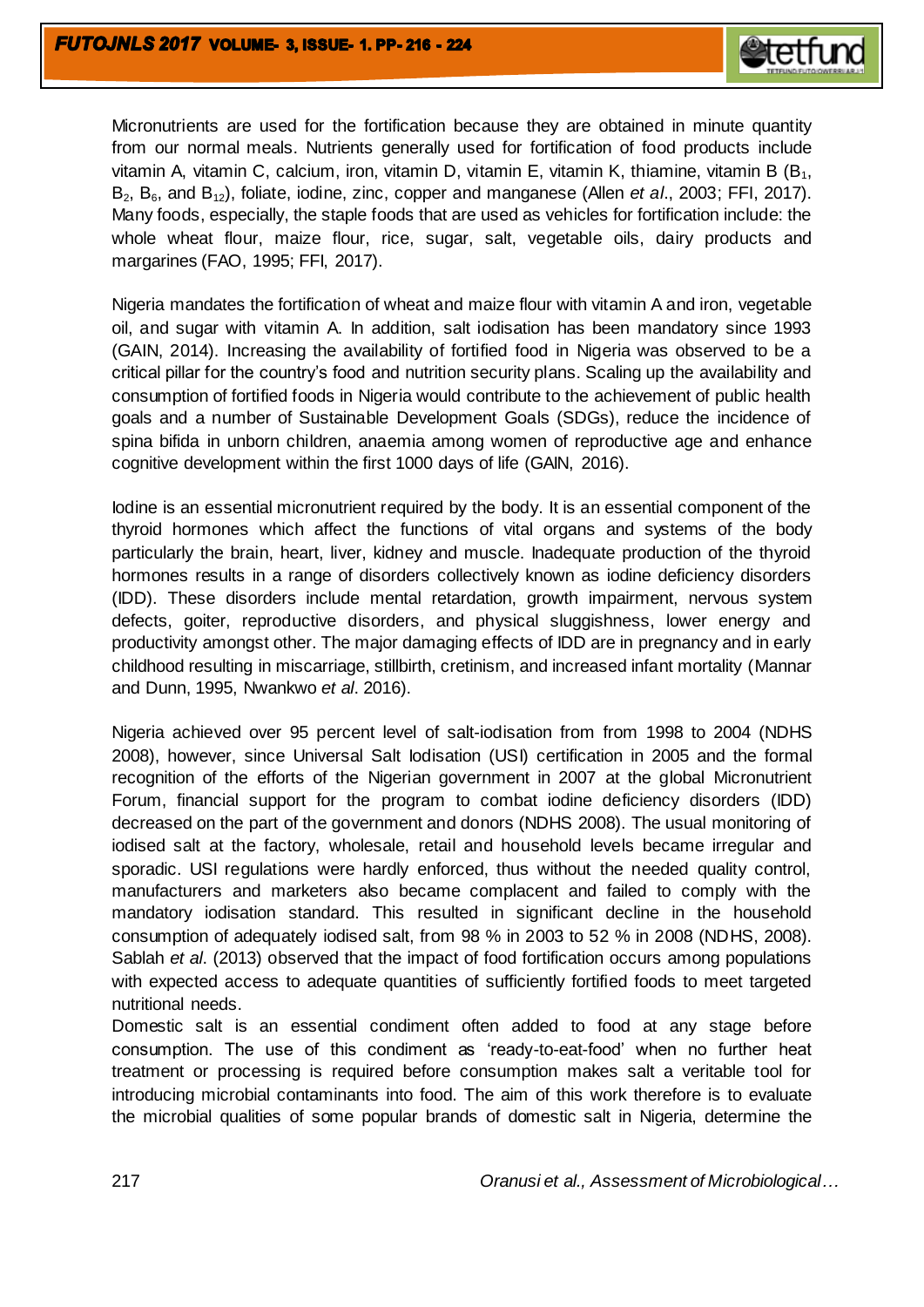Micronutrients are used for the fortification because they are obtained in minute quantity from our normal meals. Nutrients generally used for fortification of food products include vitamin A, vitamin C, calcium, iron, vitamin D, vitamin E, vitamin K, thiamine, vitamin B ($B_1$, $B_2$, $B_6$, and $B_{12}$), foliate, iodine, zinc, copper and manganese (Allen *et al*., 2003; FFI, 2017). Many foods, especially, the staple foods that are used as vehicles for fortification include: the whole wheat flour, maize flour, rice, sugar, salt, vegetable oils, dairy products and margarines (FAO, 1995; FFI, 2017).

Nigeria mandates the fortification of wheat and maize flour with vitamin A and iron, vegetable oil, and sugar with vitamin A. In addition, salt iodisation has been mandatory since 1993 (GAIN, 2014). Increasing the availability of fortified food in Nigeria was observed to be a critical pillar for the country's food and nutrition security plans. Scaling up the availability and consumption of fortified foods in Nigeria would contribute to the achievement of public health goals and a number of Sustainable Development Goals (SDGs), reduce the incidence of spina bifida in unborn children, anaemia among women of reproductive age and enhance cognitive development within the first 1000 days of life (GAIN, 2016).

Iodine is an essential micronutrient required by the body. It is an essential component of the thyroid hormones which affect the functions of vital organs and systems of the body particularly the brain, heart, liver, kidney and muscle. Inadequate production of the thyroid hormones results in a range of disorders collectively known as iodine deficiency disorders (IDD). These disorders include mental retardation, growth impairment, nervous system defects, goiter, reproductive disorders, and physical sluggishness, lower energy and productivity amongst other. The major damaging effects of IDD are in pregnancy and in early childhood resulting in miscarriage, stillbirth, cretinism, and increased infant mortality (Mannar and Dunn, 1995, Nwankwo *et al*. 2016).

Nigeria achieved over 95 percent level of salt-iodisation from from 1998 to 2004 (NDHS 2008), however, since Universal Salt Iodisation (USI) certification in 2005 and the formal recognition of the efforts of the Nigerian government in 2007 at the global Micronutrient Forum, financial support for the program to combat iodine deficiency disorders (IDD) decreased on the part of the government and donors (NDHS 2008). The usual monitoring of iodised salt at the factory, wholesale, retail and household levels became irregular and sporadic. USI regulations were hardly enforced, thus without the needed quality control, manufacturers and marketers also became complacent and failed to comply with the mandatory iodisation standard. This resulted in significant decline in the household consumption of adequately iodised salt, from 98 % in 2003 to 52 % in 2008 (NDHS, 2008). Sablah *et al*. (2013) observed that the impact of food fortification occurs among populations with expected access to adequate quantities of sufficiently fortified foods to meet targeted nutritional needs.

Domestic salt is an essential condiment often added to food at any stage before consumption. The use of this condiment as 'ready-to-eat-food' when no further heat treatment or processing is required before consumption makes salt a veritable tool for introducing microbial contaminants into food. The aim of this work therefore is to evaluate the microbial qualities of some popular brands of domestic salt in Nigeria, determine the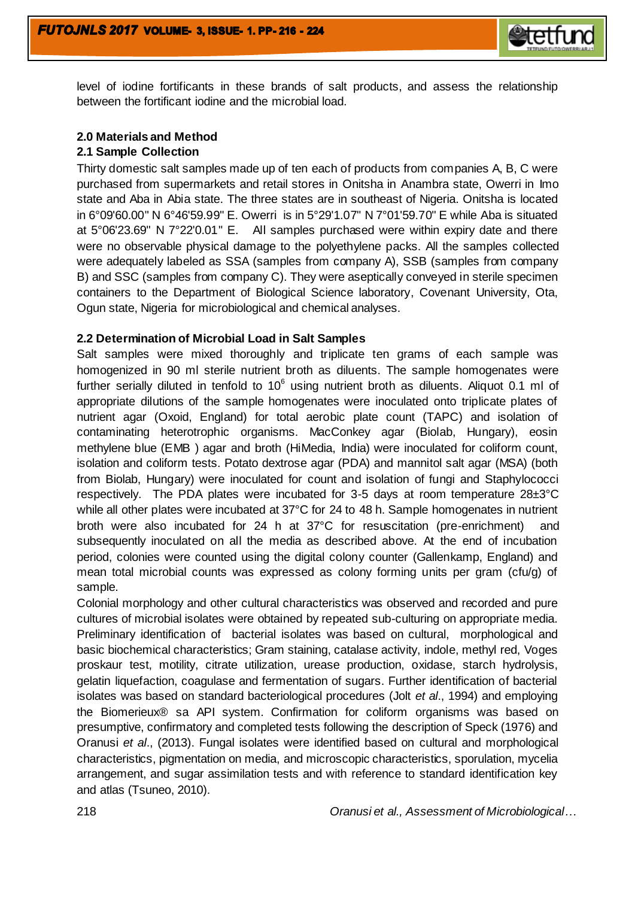level of iodine fortificants in these brands of salt products, and assess the relationship between the fortificant iodine and the microbial load.

## 2.0 Materials and Method

### 2.1 Sample Collection

Thirty domestic salt samples made up of ten each of products from companies A, B, C were purchased from supermarkets and retail stores in Onitsha in Anambra state, Owerri in Imo state and Aba in Abia state. The three states are in southeast of Nigeria. Onitsha is located in 6°09'60.00" N 6°46'59.99" E. Owerri is in 5°29'1.07" N 7°01'59.70" E while Aba is situated at 5°06'23.69" N 7°22'0.01" E. All samples purchased were within expiry date and there were no observable physical damage to the polyethylene packs. All the samples collected were adequately labeled as SSA (samples from company A), SSB (samples from company B) and SSC (samples from company C). They were aseptically conveyed in sterile specimen containers to the Department of Biological Science laboratory, Covenant University, Ota, Ogun state, Nigeria for microbiological and chemical analyses.

### 2.2 Determination of Microbial Load in Salt Samples

Salt samples were mixed thoroughly and triplicate ten grams of each sample was homogenized in 90 ml sterile nutrient broth as diluents. The sample homogenates were further serially diluted in tenfold to $10^6$ using nutrient broth as diluents. Aliquot 0.1 ml of appropriate dilutions of the sample homogenates were inoculated onto triplicate plates of nutrient agar (Oxoid, England) for total aerobic plate count (TAPC) and isolation of contaminating heterotrophic organisms. MacConkey agar (Biolab, Hungary), eosin methylene blue (EMB ) agar and broth (HiMedia, India) were inoculated for coliform count, isolation and coliform tests. Potato dextrose agar (PDA) and mannitol salt agar (MSA) (both from Biolab, Hungary) were inoculated for count and isolation of fungi and Staphylococci respectively. The PDA plates were incubated for 3-5 days at room temperature 28±3°C while all other plates were incubated at 37°C for 24 to 48 h. Sample homogenates in nutrient broth were also incubated for 24 h at 37°C for resuscitation (pre-enrichment) and subsequently inoculated on all the media as described above. At the end of incubation period, colonies were counted using the digital colony counter (Gallenkamp, England) and mean total microbial counts was expressed as colony forming units per gram (cfu/g) of sample.

Colonial morphology and other cultural characteristics was observed and recorded and pure cultures of microbial isolates were obtained by repeated sub-culturing on appropriate media. Preliminary identification of bacterial isolates was based on cultural, morphological and basic biochemical characteristics; Gram staining, catalase activity, indole, methyl red, Voges proskaur test, motility, citrate utilization, urease production, oxidase, starch hydrolysis, gelatin liquefaction, coagulase and fermentation of sugars. Further identification of bacterial isolates was based on standard bacteriological procedures (Jolt *et al*., 1994) and employing the Biomerieux® sa API system. Confirmation for coliform organisms was based on presumptive, confirmatory and completed tests following the description of Speck (1976) and Oranusi *et al*., (2013). Fungal isolates were identified based on cultural and morphological characteristics, pigmentation on media, and microscopic characteristics, sporulation, mycelia arrangement, and sugar assimilation tests and with reference to standard identification key and atlas (Tsuneo, 2010).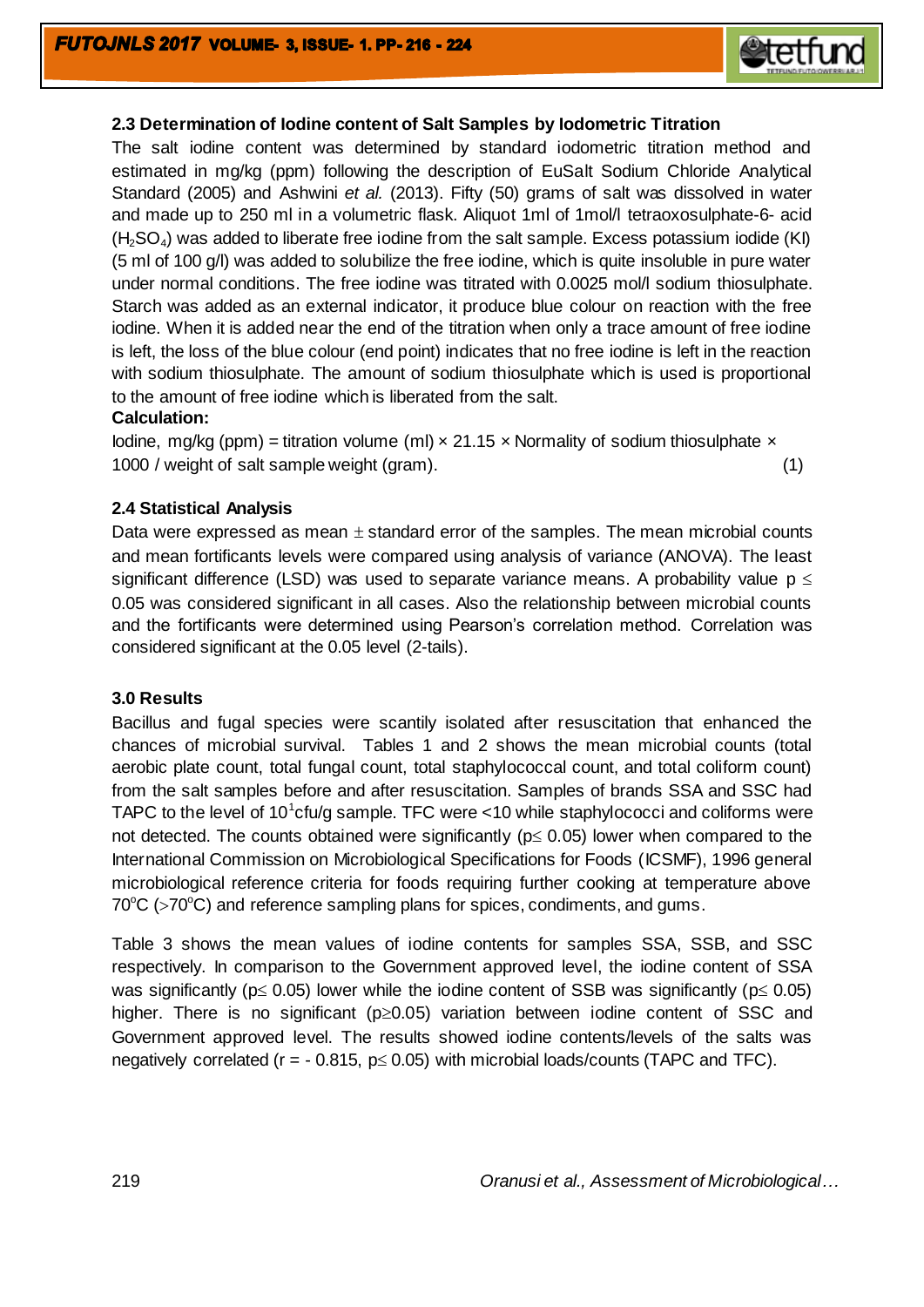### 2.3 Determination of Iodine content of Salt Samples by Iodometric Titration

The salt iodine content was determined by standard iodometric titration method and estimated in mg/kg (ppm) following the description of EuSalt Sodium Chloride Analytical Standard (2005) and Ashwini *et al.* (2013). Fifty (50) grams of salt was dissolved in water and made up to 250 ml in a volumetric flask. Aliquot 1ml of 1mol/l tetraoxosulphate-6- acid ($H_2SO_4$) was added to liberate free iodine from the salt sample. Excess potassium iodide (KI) (5 ml of 100 g/l) was added to solubilize the free iodine, which is quite insoluble in pure water under normal conditions. The free iodine was titrated with 0.0025 mol/l sodium thiosulphate. Starch was added as an external indicator, it produce blue colour on reaction with the free iodine. When it is added near the end of the titration when only a trace amount of free iodine is left, the loss of the blue colour (end point) indicates that no free iodine is left in the reaction with sodium thiosulphate. The amount of sodium thiosulphate which is used is proportional to the amount of free iodine which is liberated from the salt.

**Calculation:**

Iodine, mg/kg (ppm) = titration volume (ml) × 21.15 × Normality of sodium thiosulphate × 1000 / weight of salt sample weight (gram). (1)

### 2.4 Statistical Analysis

Data were expressed as mean ± standard error of the samples. The mean microbial counts and mean fortificants levels were compared using analysis of variance (ANOVA). The least significant difference (LSD) was used to separate variance means. A probability value $p \leq 0.05$ was considered significant in all cases. Also the relationship between microbial counts and the fortificants were determined using Pearson's correlation method. Correlation was considered significant at the 0.05 level (2-tails).

## 3.0 Results

Bacillus and fugal species were scantily isolated after resuscitation that enhanced the chances of microbial survival. Tables 1 and 2 shows the mean microbial counts (total aerobic plate count, total fungal count, total staphylococcal count, and total coliform count) from the salt samples before and after resuscitation. Samples of brands SSA and SSC had TAPC to the level of $10^1$cfu/g sample. TFC were <10 while staphylococci and coliforms were not detected. The counts obtained were significantly ($p \leq 0.05$) lower when compared to the International Commission on Microbiological Specifications for Foods (ICSMF), 1996 general microbiological reference criteria for foods requiring further cooking at temperature above $70^oC$ ($>70^oC$) and reference sampling plans for spices, condiments, and gums.

Table 3 shows the mean values of iodine contents for samples SSA, SSB, and SSC respectively. In comparison to the Government approved level, the iodine content of SSA was significantly ($p \leq 0.05$) lower while the iodine content of SSB was significantly ($p \leq 0.05$) higher. There is no significant ($p \geq 0.05$) variation between iodine content of SSC and Government approved level. The results showed iodine contents/levels of the salts was negatively correlated ($r = -0.815$, $p \leq 0.05$) with microbial loads/counts (TAPC and TFC).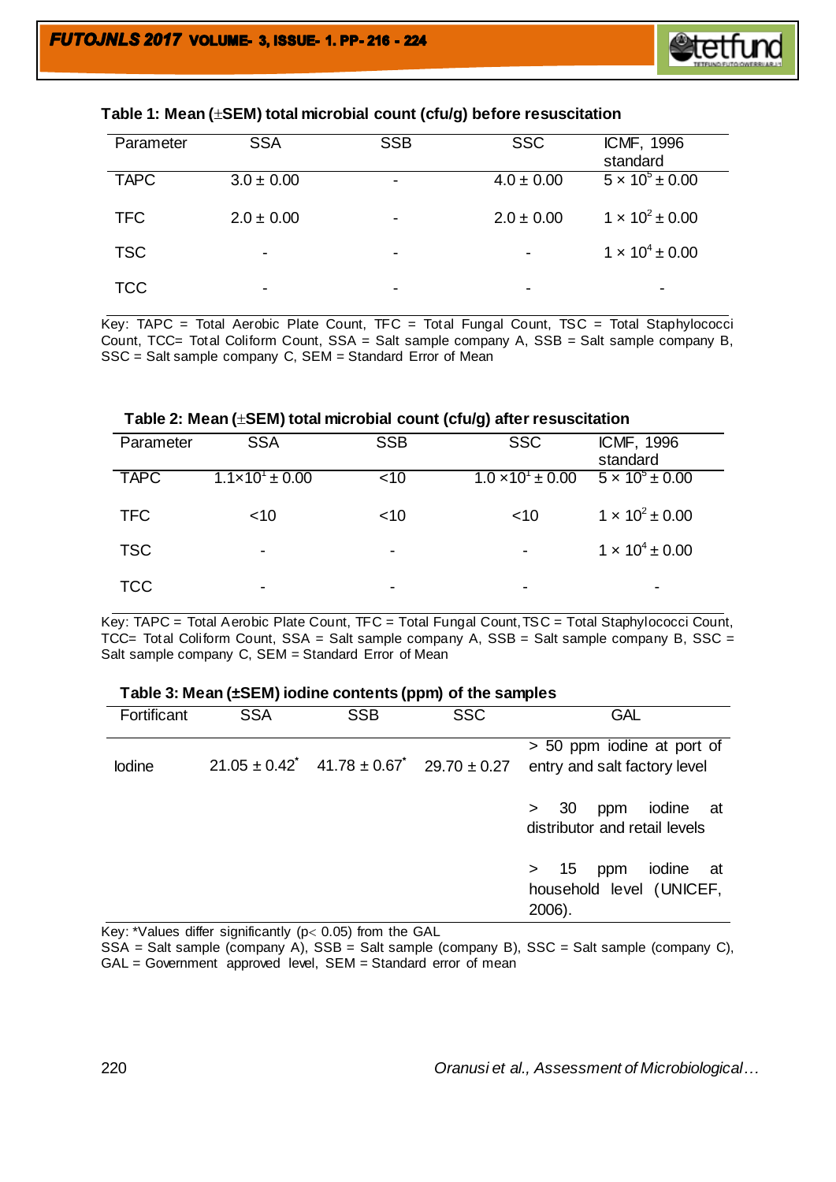**Table 1: Mean (±SEM) total microbial count (cfu/g) before resuscitation**

| Parameter | SSA | SSB | SSC | ICMF, 1996 standard |
|---|---|---|---|---|
| TAPC | 3.0 ± 0.00 | - | 4.0 ± 0.00 | $5 \times 10^5 \pm 0.00$ |
| TFC | 2.0 ± 0.00 | - | 2.0 ± 0.00 | $1 \times 10^2 \pm 0.00$ |
| TSC | - | - | - | $1 \times 10^4 \pm 0.00$ |
| TCC | - | - | - | - |

Key: TAPC = Total Aerobic Plate Count, TFC = Total Fungal Count, TSC = Total Staphylococci Count, TCC= Total Coliform Count, SSA = Salt sample company A, SSB = Salt sample company B, SSC = Salt sample company C, SEM = Standard Error of Mean

**Table 2: Mean (±SEM) total microbial count (cfu/g) after resuscitation**

| Parameter | SSA | SSB | SSC | ICMF, 1996 standard |
|---|---|---|---|---|
| TAPC | $1.1 \times 10^1 \pm 0.00$ | <10 | $1.0 \times 10^1 \pm 0.00$ | $5 \times 10^5 \pm 0.00$ |
| TFC | <10 | <10 | <10 | $1 \times 10^2 \pm 0.00$ |
| TSC | - | - | - | $1 \times 10^4 \pm 0.00$ |
| TCC | - | - | - | - |

Key: TAPC = Total Aerobic Plate Count, TFC = Total Fungal Count, TSC = Total Staphylococci Count, TCC= Total Coliform Count, SSA = Salt sample company A, SSB = Salt sample company B, SSC = Salt sample company C, SEM = Standard Error of Mean

**Table 3: Mean (±SEM) iodine contents (ppm) of the samples**

| Fortificant | SSA | SSB | SSC | GAL |
|---|---|---|---|---|
| Iodine | 21.05 ± 0.42* | 41.78 ± 0.67* | 29.70 ± 0.27 | > 50 ppm iodine at port of entry and salt factory level |
| | | | | > 30 ppm iodine at distributor and retail levels |
| | | | | > 15 ppm iodine at household level (UNICEF, 2006). |

Key: *Values differ significantly ($p < 0.05$) from the GAL
SSA = Salt sample (company A), SSB = Salt sample (company B), SSC = Salt sample (company C), GAL = Government approved level, SEM = Standard error of mean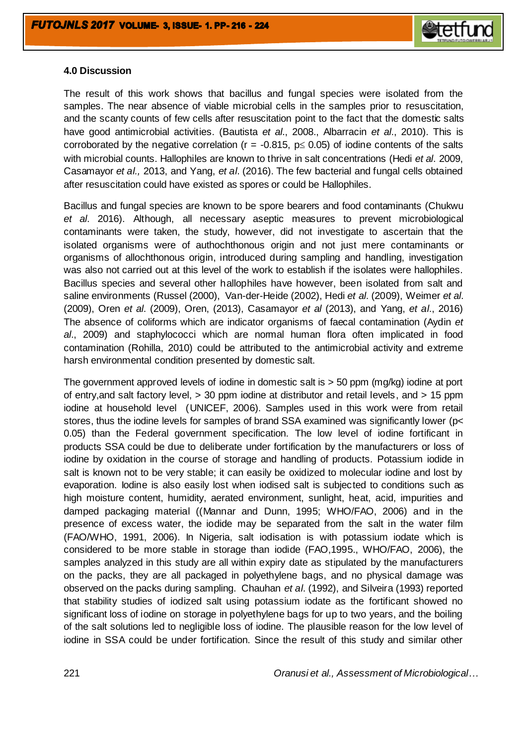### 4.0 Discussion

The result of this work shows that bacillus and fungal species were isolated from the samples. The near absence of viable microbial cells in the samples prior to resuscitation, and the scanty counts of few cells after resuscitation point to the fact that the domestic salts have good antimicrobial activities. (Bautista *et al*., 2008., Albarracin *et al*., 2010). This is corroborated by the negative correlation ($r = -0.815$, $p \leq 0.05$) of iodine contents of the salts with microbial counts. Hallophiles are known to thrive in salt concentrations (Hedi *et al*. 2009, Casamayor *et al.,* 2013, and Yang, *et al*. (2016). The few bacterial and fungal cells obtained after resuscitation could have existed as spores or could be Hallophiles.

Bacillus and fungal species are known to be spore bearers and food contaminants (Chukwu *et al*. 2016). Although, all necessary aseptic measures to prevent microbiological contaminants were taken, the study, however, did not investigate to ascertain that the isolated organisms were of authochthonous origin and not just mere contaminants or organisms of allochthonous origin, introduced during sampling and handling, investigation was also not carried out at this level of the work to establish if the isolates were hallophiles. Bacillus species and several other hallophiles have however, been isolated from salt and saline environments (Russel (2000), Van-der-Heide (2002), Hedi *et al*. (2009), Weimer *et al*. (2009), Oren *et al*. (2009), Oren, (2013), Casamayor *et al* (2013), and Yang, *et al*., 2016) The absence of coliforms which are indicator organisms of faecal contamination (Aydin *et al*., 2009) and staphylococci which are normal human flora often implicated in food contamination (Rohilla, 2010) could be attributed to the antimicrobial activity and extreme harsh environmental condition presented by domestic salt.

The government approved levels of iodine in domestic salt is > 50 ppm (mg/kg) iodine at port of entry,and salt factory level, > 30 ppm iodine at distributor and retail levels, and > 15 ppm iodine at household level (UNICEF, 2006). Samples used in this work were from retail stores, thus the iodine levels for samples of brand SSA examined was significantly lower ($p < 0.05$) than the Federal government specification. The low level of iodine fortificant in products SSA could be due to deliberate under fortification by the manufacturers or loss of iodine by oxidation in the course of storage and handling of products. Potassium iodide in salt is known not to be very stable; it can easily be oxidized to molecular iodine and lost by evaporation. Iodine is also easily lost when iodised salt is subjected to conditions such as high moisture content, humidity, aerated environment, sunlight, heat, acid, impurities and damped packaging material ((Mannar and Dunn, 1995; WHO/FAO, 2006) and in the presence of excess water, the iodide may be separated from the salt in the water film (FAO/WHO, 1991, 2006). In Nigeria, salt iodisation is with potassium iodate which is considered to be more stable in storage than iodide (FAO,1995., WHO/FAO, 2006), the samples analyzed in this study are all within expiry date as stipulated by the manufacturers on the packs, they are all packaged in polyethylene bags, and no physical damage was observed on the packs during sampling. Chauhan *et al*. (1992), and Silveira (1993) reported that stability studies of iodized salt using potassium iodate as the fortificant showed no significant loss of iodine on storage in polyethylene bags for up to two years, and the boiling of the salt solutions led to negligible loss of iodine. The plausible reason for the low level of iodine in SSA could be under fortification. Since the result of this study and similar other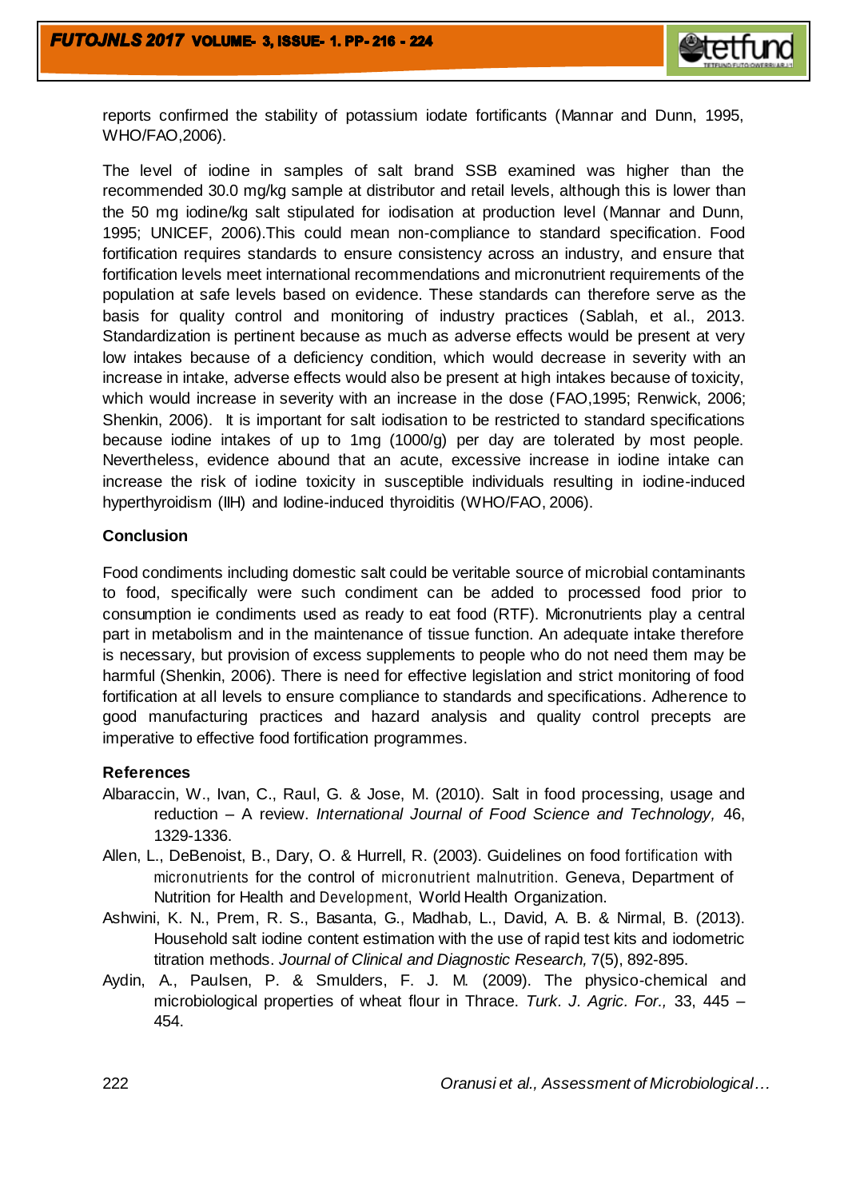reports confirmed the stability of potassium iodate fortificants (Mannar and Dunn, 1995, WHO/FAO,2006).

The level of iodine in samples of salt brand SSB examined was higher than the recommended 30.0 mg/kg sample at distributor and retail levels, although this is lower than the 50 mg iodine/kg salt stipulated for iodisation at production level (Mannar and Dunn, 1995; UNICEF, 2006).This could mean non-compliance to standard specification. Food fortification requires standards to ensure consistency across an industry, and ensure that fortification levels meet international recommendations and micronutrient requirements of the population at safe levels based on evidence. These standards can therefore serve as the basis for quality control and monitoring of industry practices (Sablah, et al., 2013. Standardization is pertinent because as much as adverse effects would be present at very low intakes because of a deficiency condition, which would decrease in severity with an increase in intake, adverse effects would also be present at high intakes because of toxicity, which would increase in severity with an increase in the dose (FAO,1995; Renwick, 2006; Shenkin, 2006). It is important for salt iodisation to be restricted to standard specifications because iodine intakes of up to 1mg (1000/g) per day are tolerated by most people. Nevertheless, evidence abound that an acute, excessive increase in iodine intake can increase the risk of iodine toxicity in susceptible individuals resulting in iodine-induced hyperthyroidism (IIH) and Iodine-induced thyroiditis (WHO/FAO, 2006).

## Conclusion

Food condiments including domestic salt could be veritable source of microbial contaminants to food, specifically were such condiment can be added to processed food prior to consumption ie condiments used as ready to eat food (RTF). Micronutrients play a central part in metabolism and in the maintenance of tissue function. An adequate intake therefore is necessary, but provision of excess supplements to people who do not need them may be harmful (Shenkin, 2006). There is need for effective legislation and strict monitoring of food fortification at all levels to ensure compliance to standards and specifications. Adherence to good manufacturing practices and hazard analysis and quality control precepts are imperative to effective food fortification programmes.

## References

- Albaraccin, W., Ivan, C., Raul, G. & Jose, M. (2010). Salt in food processing, usage and reduction – A review. *International Journal of Food Science and Technology,* 46, 1329-1336.
- Allen, L., DeBenoist, B., Dary, O. & Hurrell, R. (2003). Guidelines on food fortification with micronutrients for the control of micronutrient malnutrition. Geneva, Department of Nutrition for Health and Development, World Health Organization.
- Ashwini, K. N., Prem, R. S., Basanta, G., Madhab, L., David, A. B. & Nirmal, B. (2013). Household salt iodine content estimation with the use of rapid test kits and iodometric titration methods. *Journal of Clinical and Diagnostic Research,* 7(5), 892-895.
- Aydin, A., Paulsen, P. & Smulders, F. J. M. (2009). The physico-chemical and microbiological properties of wheat flour in Thrace. *Turk. J. Agric. For.,* 33, 445 – 454.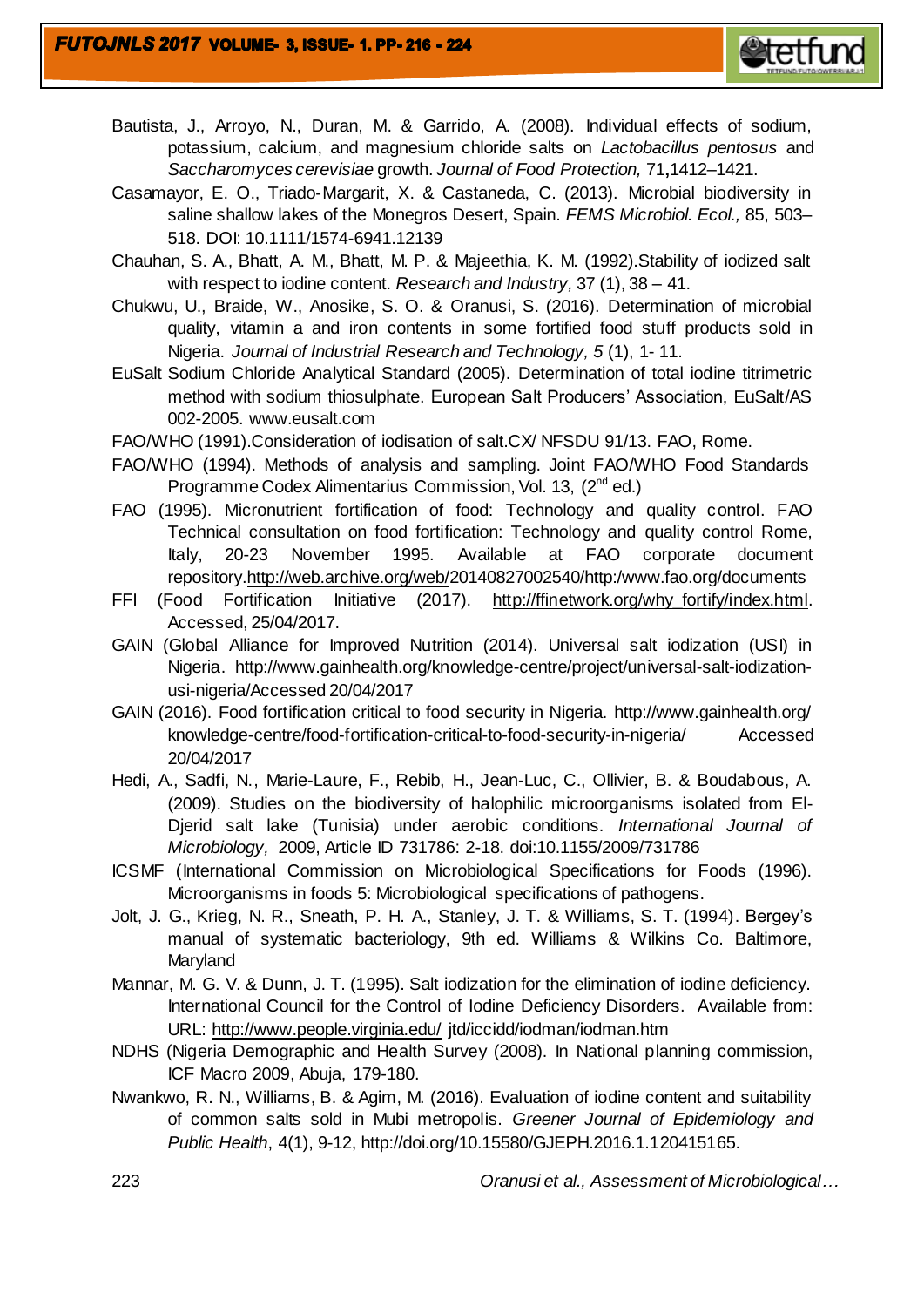Bautista, J., Arroyo, N., Duran, M. & Garrido, A. (2008). Individual effects of sodium, potassium, calcium, and magnesium chloride salts on *Lactobacillus pentosus* and *Saccharomyces cerevisiae* growth. *Journal of Food Protection,* 71**,**1412–1421.

Casamayor, E. O., Triado-Margarit, X. & Castaneda, C. (2013). Microbial biodiversity in saline shallow lakes of the Monegros Desert, Spain. *FEMS Microbiol. Ecol.,* 85, 503–518. DOI: 10.1111/1574-6941.12139

Chauhan, S. A., Bhatt, A. M., Bhatt, M. P. & Majeethia, K. M. (1992).Stability of iodized salt with respect to iodine content. *Research and Industry,* 37 (1), 38 – 41.

Chukwu, U., Braide, W., Anosike, S. O. & Oranusi, S. (2016). Determination of microbial quality, vitamin a and iron contents in some fortified food stuff products sold in Nigeria. *Journal of Industrial Research and Technology, 5* (1), 1- 11.

EuSalt Sodium Chloride Analytical Standard (2005). Determination of total iodine titrimetric method with sodium thiosulphate. European Salt Producers' Association, EuSalt/AS 002-2005. www.eusalt.com

FAO/WHO (1991).Consideration of iodisation of salt.CX/ NFSDU 91/13. FAO, Rome.

FAO/WHO (1994). Methods of analysis and sampling. Joint FAO/WHO Food Standards Programme Codex Alimentarius Commission, Vol. 13, (2nd ed.)

FAO (1995). Micronutrient fortification of food: Technology and quality control. FAO Technical consultation on food fortification: Technology and quality control Rome, Italy, 20-23 November 1995. Available at FAO corporate document repository.http://web.archive.org/web/20140827002540/http:/www.fao.org/documents

FFI (Food Fortification Initiative (2017). http://ffinetwork.org/why_fortify/index.html. Accessed, 25/04/2017.

GAIN (Global Alliance for Improved Nutrition (2014). Universal salt iodization (USI) in Nigeria. http://www.gainhealth.org/knowledge-centre/project/universal-salt-iodization-usi-nigeria/Accessed 20/04/2017

GAIN (2016). Food fortification critical to food security in Nigeria. http://www.gainhealth.org/ knowledge-centre/food-fortification-critical-to-food-security-in-nigeria/ Accessed 20/04/2017

Hedi, A., Sadfi, N., Marie-Laure, F., Rebib, H., Jean-Luc, C., Ollivier, B. & Boudabous, A. (2009). Studies on the biodiversity of halophilic microorganisms isolated from El-Djerid salt lake (Tunisia) under aerobic conditions. *International Journal of Microbiology,* 2009, Article ID 731786: 2-18. doi:10.1155/2009/731786

ICSMF (International Commission on Microbiological Specifications for Foods (1996). Microorganisms in foods 5: Microbiological specifications of pathogens.

Jolt, J. G., Krieg, N. R., Sneath, P. H. A., Stanley, J. T. & Williams, S. T. (1994). Bergey's manual of systematic bacteriology, 9th ed. Williams & Wilkins Co. Baltimore, Maryland

Mannar, M. G. V. & Dunn, J. T. (1995). Salt iodization for the elimination of iodine deficiency. International Council for the Control of Iodine Deficiency Disorders. Available from: URL: http://www.people.virginia.edu/ jtd/iccidd/iodman/iodman.htm

NDHS (Nigeria Demographic and Health Survey (2008). In National planning commission, ICF Macro 2009, Abuja, 179-180.

Nwankwo, R. N., Williams, B. & Agim, M. (2016). Evaluation of iodine content and suitability of common salts sold in Mubi metropolis. *Greener Journal of Epidemiology and Public Health*, 4(1), 9-12, http://doi.org/10.15580/GJEPH.2016.1.120415165.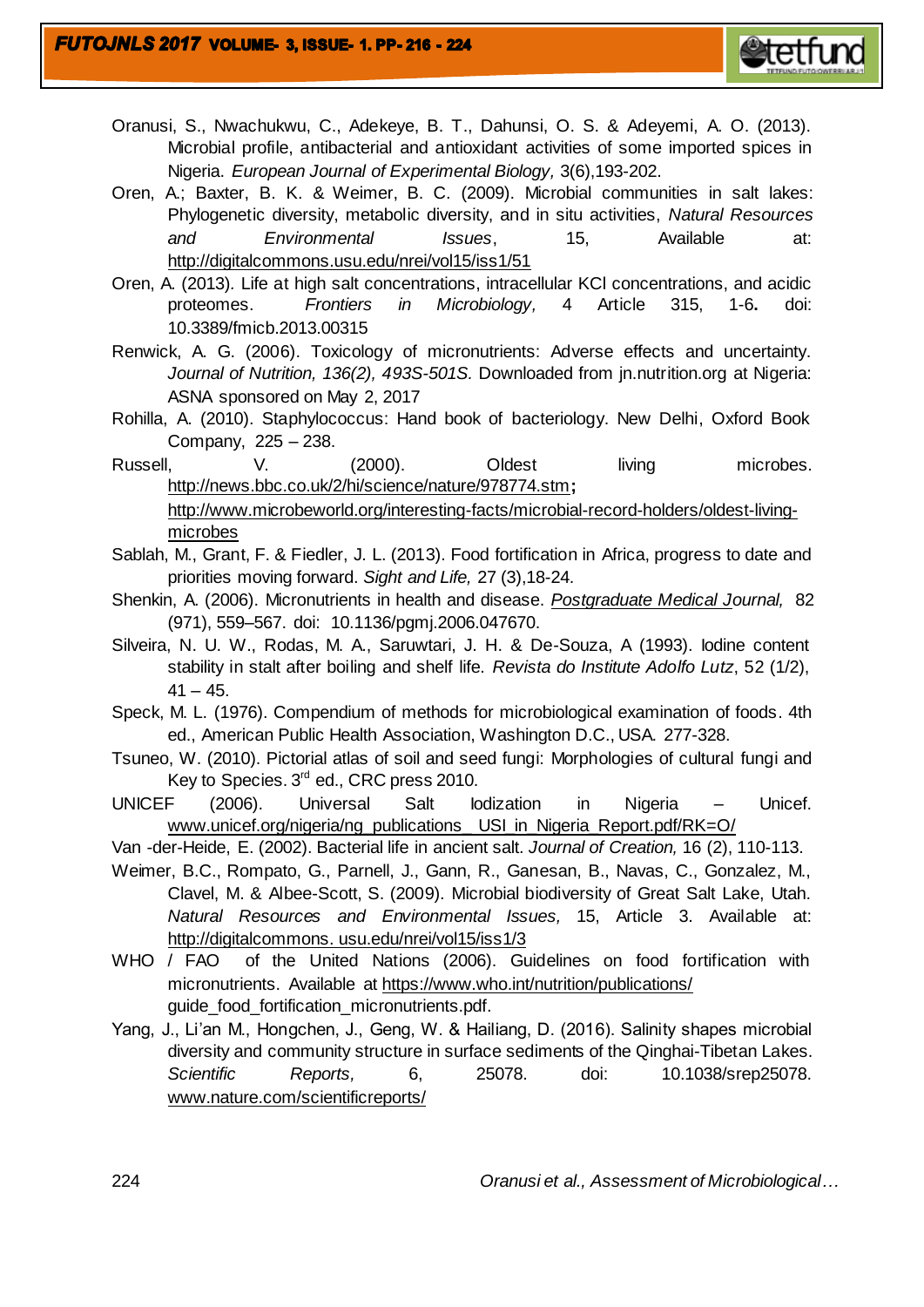Oranusi, S., Nwachukwu, C., Adekeye, B. T., Dahunsi, O. S. & Adeyemi, A. O. (2013). Microbial profile, antibacterial and antioxidant activities of some imported spices in Nigeria. *European Journal of Experimental Biology,* 3(6),193-202.

Oren, A.; Baxter, B. K. & Weimer, B. C. (2009). Microbial communities in salt lakes: Phylogenetic diversity, metabolic diversity, and in situ activities, *Natural Resources and Environmental Issues*, 15, Available at: http://digitalcommons.usu.edu/nrei/vol15/iss1/51

Oren, A. (2013). Life at high salt concentrations, intracellular KCl concentrations, and acidic proteomes. *Frontiers in Microbiology,* 4 Article 315, 1-6**.** doi: 10.3389/fmicb.2013.00315

Renwick, A. G. (2006). Toxicology of micronutrients: Adverse effects and uncertainty. *Journal of Nutrition, 136(2), 493S-501S.* Downloaded from jn.nutrition.org at Nigeria: ASNA sponsored on May 2, 2017

Rohilla, A. (2010). Staphylococcus: Hand book of bacteriology. New Delhi, Oxford Book Company, 225 – 238.

Russell, V. (2000). Oldest living microbes. http://news.bbc.co.uk/2/hi/science/nature/978774.stm**;** http://www.microbeworld.org/interesting-facts/microbial-record-holders/oldest-living-microbes

Sablah, M., Grant, F. & Fiedler, J. L. (2013). Food fortification in Africa, progress to date and priorities moving forward. *Sight and Life,* 27 (3),18-24.

Shenkin, A. (2006). Micronutrients in health and disease. *Postgraduate Medical Journal,* 82 (971), 559–567. doi: 10.1136/pgmj.2006.047670.

Silveira, N. U. W., Rodas, M. A., Saruwtari, J. H. & De-Souza, A (1993). Iodine content stability in stalt after boiling and shelf life. *Revista do Institute Adolfo Lutz*, 52 (1/2), 41 – 45.

Speck, M. L. (1976). Compendium of methods for microbiological examination of foods. 4th ed., American Public Health Association, Washington D.C., USA. 277-328.

Tsuneo, W. (2010). Pictorial atlas of soil and seed fungi: Morphologies of cultural fungi and Key to Species. 3rd ed., CRC press 2010.

UNICEF (2006). Universal Salt Iodization in Nigeria – Unicef. www.unicef.org/nigeria/ng_publications_ USI_in_Nigeria_Report.pdf/RK=O/

Van -der-Heide, E. (2002). Bacterial life in ancient salt. *Journal of Creation,* 16 (2), 110-113.

Weimer, B.C., Rompato, G., Parnell, J., Gann, R., Ganesan, B., Navas, C., Gonzalez, M., Clavel, M. & Albee-Scott, S. (2009). Microbial biodiversity of Great Salt Lake, Utah. *Natural Resources and Environmental Issues,* 15, Article 3. Available at: http://digitalcommons. usu.edu/nrei/vol15/iss1/3

WHO / FAO of the United Nations (2006). Guidelines on food fortification with micronutrients. Available at https://www.who.int/nutrition/publications/ guide_food_fortification_micronutrients.pdf.

Yang, J., Li'an M., Hongchen, J., Geng, W. & Hailiang, D. (2016). Salinity shapes microbial diversity and community structure in surface sediments of the Qinghai-Tibetan Lakes. *Scientific Reports,* 6, 25078. doi: 10.1038/srep25078. www.nature.com/scientificreports/